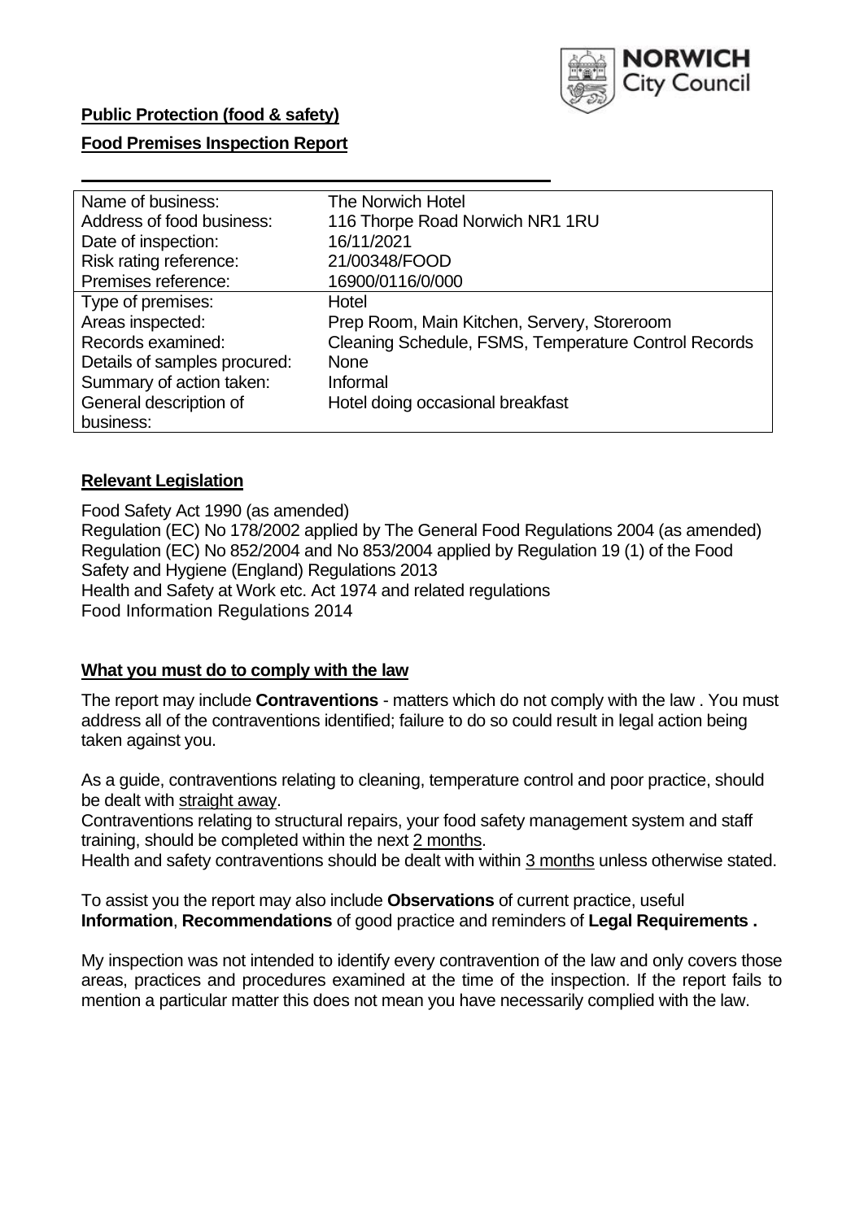**Public Protection (food & safety)**

**Food Premises Inspection Report**

| Name of business: | The Norwich Hotel |
|---|---|
| Address of food business: | 116 Thorpe Road Norwich NR1 1RU |
| Date of inspection: | 16/11/2021 |
| Risk rating reference: | 21/00348/FOOD |
| Premises reference: | 16900/0116/0/000 |
| Type of premises: | Hotel |
| Areas inspected: | Prep Room, Main Kitchen, Servery, Storeroom |
| Records examined: | Cleaning Schedule, FSMS, Temperature Control Records |
| Details of samples procured: | None |
| Summary of action taken: | Informal |
| General description of business: | Hotel doing occasional breakfast |

## Relevant Legislation

Food Safety Act 1990 (as amended)
Regulation (EC) No 178/2002 applied by The General Food Regulations 2004 (as amended)
Regulation (EC) No 852/2004 and No 853/2004 applied by Regulation 19 (1) of the Food Safety and Hygiene (England) Regulations 2013
Health and Safety at Work etc. Act 1974 and related regulations
Food Information Regulations 2014

## What you must do to comply with the law

The report may include **Contraventions** - matters which do not comply with the law . You must address all of the contraventions identified; failure to do so could result in legal action being taken against you.

As a guide, contraventions relating to cleaning, temperature control and poor practice, should be dealt with straight away.

Contraventions relating to structural repairs, your food safety management system and staff training, should be completed within the next 2 months.

Health and safety contraventions should be dealt with within 3 months unless otherwise stated.

To assist you the report may also include **Observations** of current practice, useful **Information**, **Recommendations** of good practice and reminders of **Legal Requirements .**

My inspection was not intended to identify every contravention of the law and only covers those areas, practices and procedures examined at the time of the inspection. If the report fails to mention a particular matter this does not mean you have necessarily complied with the law.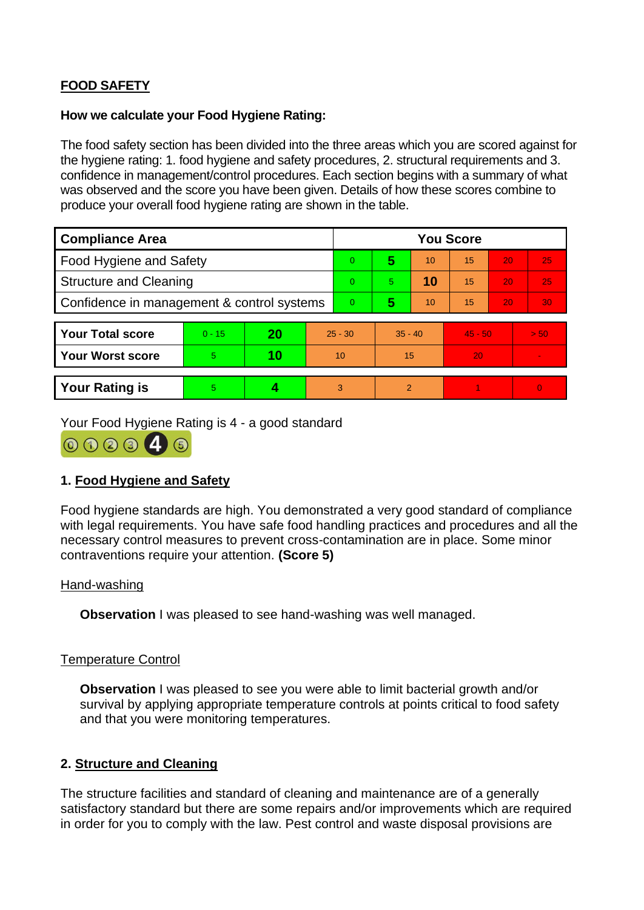## FOOD SAFETY

**How we calculate your Food Hygiene Rating:**

The food safety section has been divided into the three areas which you are scored against for the hygiene rating: 1. food hygiene and safety procedures, 2. structural requirements and 3. confidence in management/control procedures. Each section begins with a summary of what was observed and the score you have been given. Details of how these scores combine to produce your overall food hygiene rating are shown in the table.

| Compliance Area | You Score | | | | | |
|---|---|---|---|---|---|---|
| Food Hygiene and Safety | 0 | **5** | 10 | 15 | 20 | 25 |
| Structure and Cleaning | 0 | 5 | **10** | 15 | 20 | 25 |
| Confidence in management & control systems | 0 | **5** | 10 | 15 | 20 | 30 |

| | | | | | | |
|---|---|---|---|---|---|---|
| **Your Total score** | 0 - 15 | **20** | 25 - 30 | 35 - 40 | 45 - 50 | > 50 |
| **Your Worst score** | 5 | **10** | 10 | 15 | 20 | - |
| **Your Rating is** | 5 | **4** | 3 | 2 | 1 | 0 |

Your Food Hygiene Rating is 4 - a good standard

### 1. Food Hygiene and Safety

Food hygiene standards are high. You demonstrated a very good standard of compliance with legal requirements. You have safe food handling practices and procedures and all the necessary control measures to prevent cross-contamination are in place. Some minor contraventions require your attention. **(Score 5)**

Hand-washing

**Observation** I was pleased to see hand-washing was well managed.

Temperature Control

**Observation** I was pleased to see you were able to limit bacterial growth and/or survival by applying appropriate temperature controls at points critical to food safety and that you were monitoring temperatures.

### 2. Structure and Cleaning

The structure facilities and standard of cleaning and maintenance are of a generally satisfactory standard but there are some repairs and/or improvements which are required in order for you to comply with the law. Pest control and waste disposal provisions are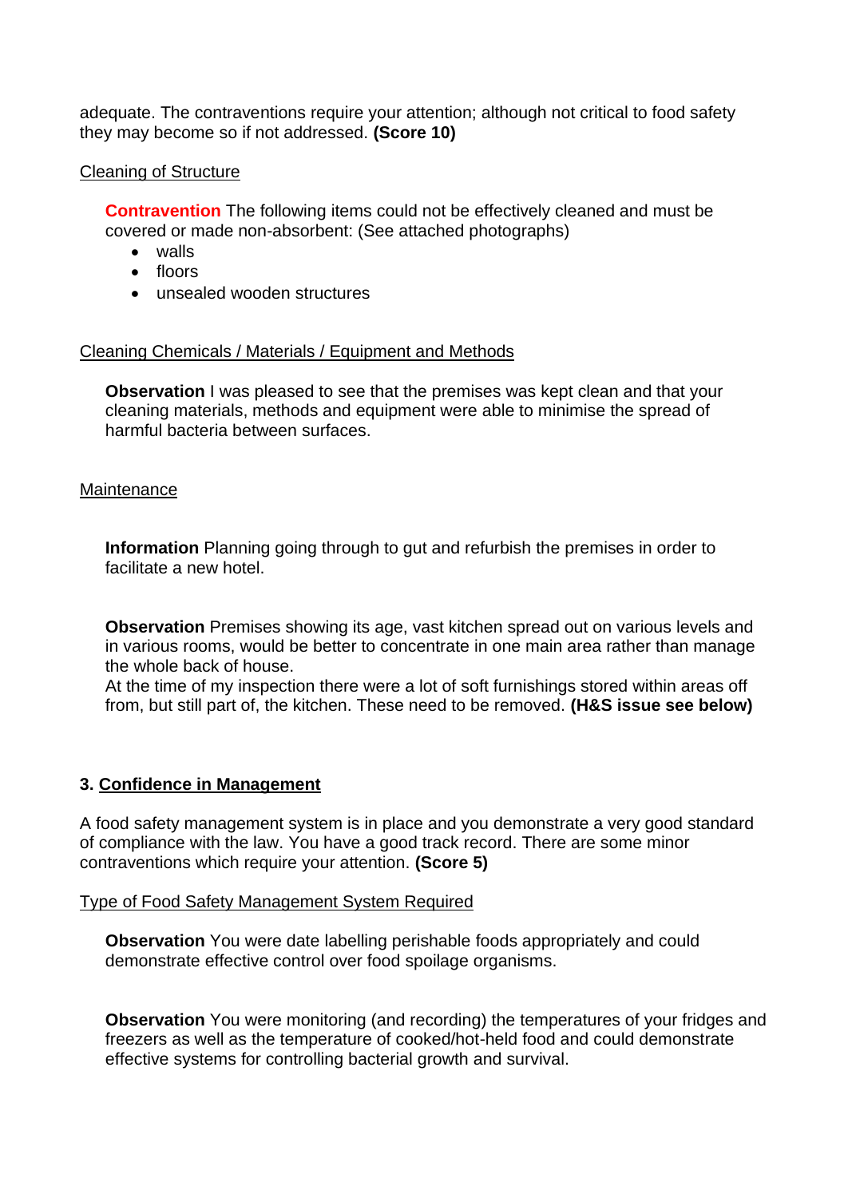adequate. The contraventions require your attention; although not critical to food safety they may become so if not addressed. **(Score 10)**

Cleaning of Structure

**Contravention** The following items could not be effectively cleaned and must be covered or made non-absorbent: (See attached photographs)

- walls
- floors
- unsealed wooden structures

Cleaning Chemicals / Materials / Equipment and Methods

**Observation** I was pleased to see that the premises was kept clean and that your cleaning materials, methods and equipment were able to minimise the spread of harmful bacteria between surfaces.

Maintenance

**Information** Planning going through to gut and refurbish the premises in order to facilitate a new hotel.

**Observation** Premises showing its age, vast kitchen spread out on various levels and in various rooms, would be better to concentrate in one main area rather than manage the whole back of house.
At the time of my inspection there were a lot of soft furnishings stored within areas off from, but still part of, the kitchen. These need to be removed. **(H&S issue see below)**

### 3. Confidence in Management

A food safety management system is in place and you demonstrate a very good standard of compliance with the law. You have a good track record. There are some minor contraventions which require your attention. **(Score 5)**

Type of Food Safety Management System Required

**Observation** You were date labelling perishable foods appropriately and could demonstrate effective control over food spoilage organisms.

**Observation** You were monitoring (and recording) the temperatures of your fridges and freezers as well as the temperature of cooked/hot-held food and could demonstrate effective systems for controlling bacterial growth and survival.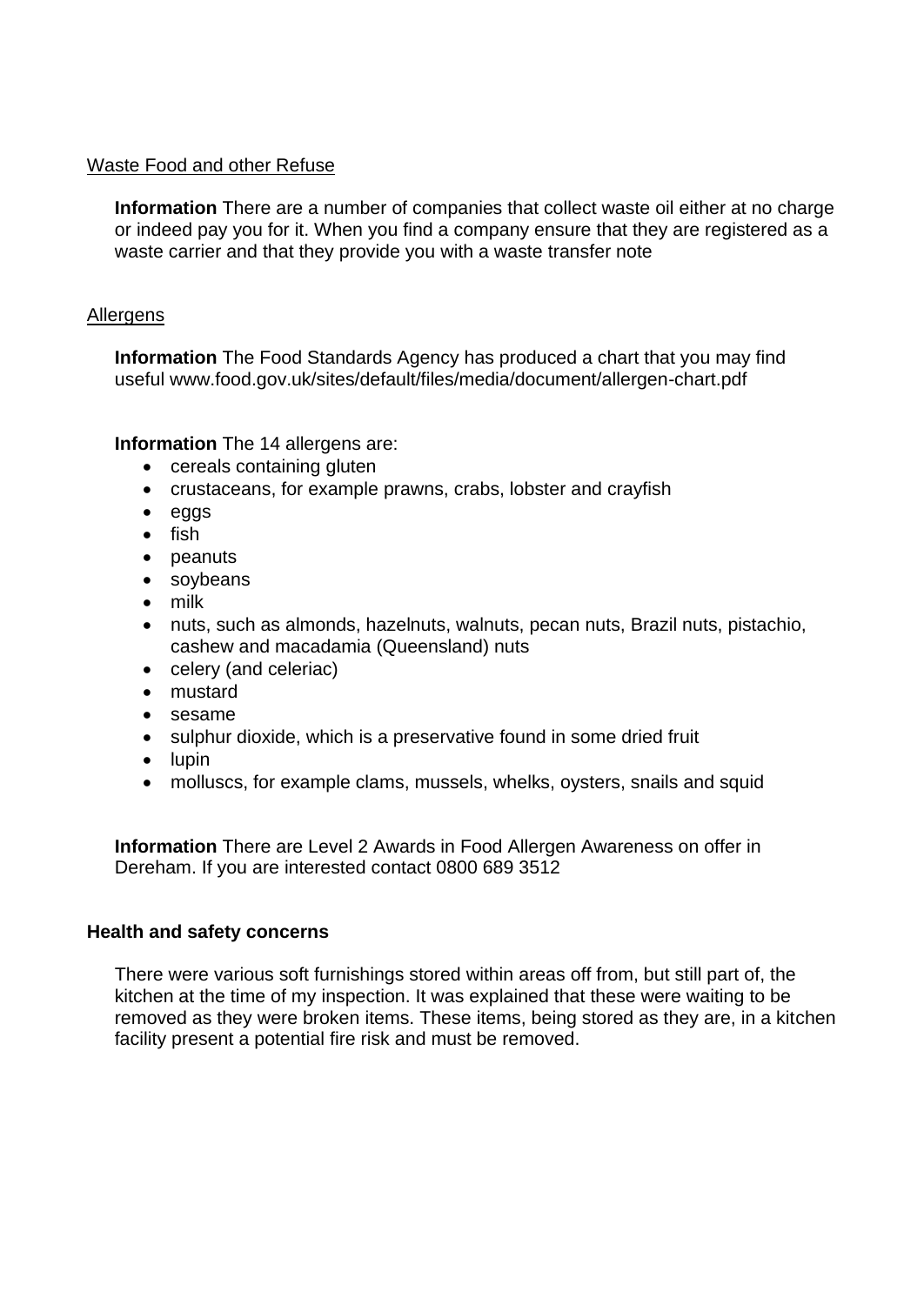Waste Food and other Refuse

**Information** There are a number of companies that collect waste oil either at no charge or indeed pay you for it. When you find a company ensure that they are registered as a waste carrier and that they provide you with a waste transfer note

Allergens

**Information** The Food Standards Agency has produced a chart that you may find useful www.food.gov.uk/sites/default/files/media/document/allergen-chart.pdf

**Information** The 14 allergens are:

- cereals containing gluten
- crustaceans, for example prawns, crabs, lobster and crayfish
- eggs
- fish
- peanuts
- soybeans
- milk
- nuts, such as almonds, hazelnuts, walnuts, pecan nuts, Brazil nuts, pistachio, cashew and macadamia (Queensland) nuts
- celery (and celeriac)
- mustard
- sesame
- sulphur dioxide, which is a preservative found in some dried fruit
- lupin
- molluscs, for example clams, mussels, whelks, oysters, snails and squid

**Information** There are Level 2 Awards in Food Allergen Awareness on offer in Dereham. If you are interested contact 0800 689 3512

**Health and safety concerns**

There were various soft furnishings stored within areas off from, but still part of, the kitchen at the time of my inspection. It was explained that these were waiting to be removed as they were broken items. These items, being stored as they are, in a kitchen facility present a potential fire risk and must be removed.